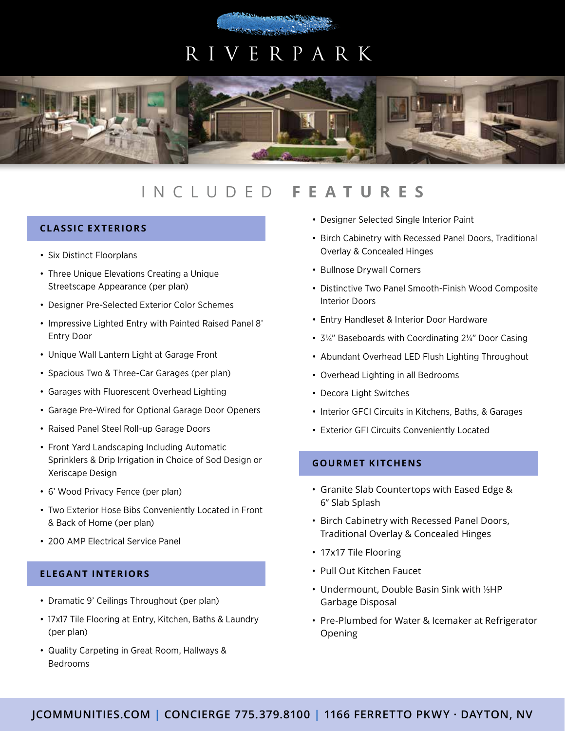# RIVERPARK

## INCLUDED FEATURES

### CLASSIC EXTERIORS

- Six Distinct Floorplans
- Three Unique Elevations Creating a Unique Streetscape Appearance (per plan)
- Designer Pre-Selected Exterior Color Schemes
- Impressive Lighted Entry with Painted Raised Panel 8' Entry Door
- Unique Wall Lantern Light at Garage Front
- Spacious Two & Three-Car Garages (per plan)
- Garages with Fluorescent Overhead Lighting
- Garage Pre-Wired for Optional Garage Door Openers
- Raised Panel Steel Roll-up Garage Doors
- Front Yard Landscaping Including Automatic Sprinklers & Drip Irrigation in Choice of Sod Design or Xeriscape Design
- 6' Wood Privacy Fence (per plan)
- Two Exterior Hose Bibs Conveniently Located in Front & Back of Home (per plan)
- 200 AMP Electrical Service Panel

### ELEGANT INTERIORS

- Dramatic 9' Ceilings Throughout (per plan)
- 17x17 Tile Flooring at Entry, Kitchen, Baths & Laundry (per plan)
- Quality Carpeting in Great Room, Hallways & Bedrooms
- Designer Selected Single Interior Paint
- Birch Cabinetry with Recessed Panel Doors, Traditional Overlay & Concealed Hinges
- Bullnose Drywall Corners
- Distinctive Two Panel Smooth-Finish Wood Composite Interior Doors
- Entry Handleset & Interior Door Hardware
- 3¼" Baseboards with Coordinating 2¼" Door Casing
- Abundant Overhead LED Flush Lighting Throughout
- Overhead Lighting in all Bedrooms
- Decora Light Switches
- Interior GFCI Circuits in Kitchens, Baths, & Garages
- Exterior GFI Circuits Conveniently Located

### GOURMET KITCHENS

- Granite Slab Countertops with Eased Edge & 6" Slab Splash
- Birch Cabinetry with Recessed Panel Doors, Traditional Overlay & Concealed Hinges
- 17x17 Tile Flooring
- Pull Out Kitchen Faucet
- Undermount, Double Basin Sink with ⅓HP Garbage Disposal
- Pre-Plumbed for Water & Icemaker at Refrigerator Opening

JCOMMUNITIES.COM | CONCIERGE 775.379.8100 | 1166 FERRETTO PKWY · DAYTON, NV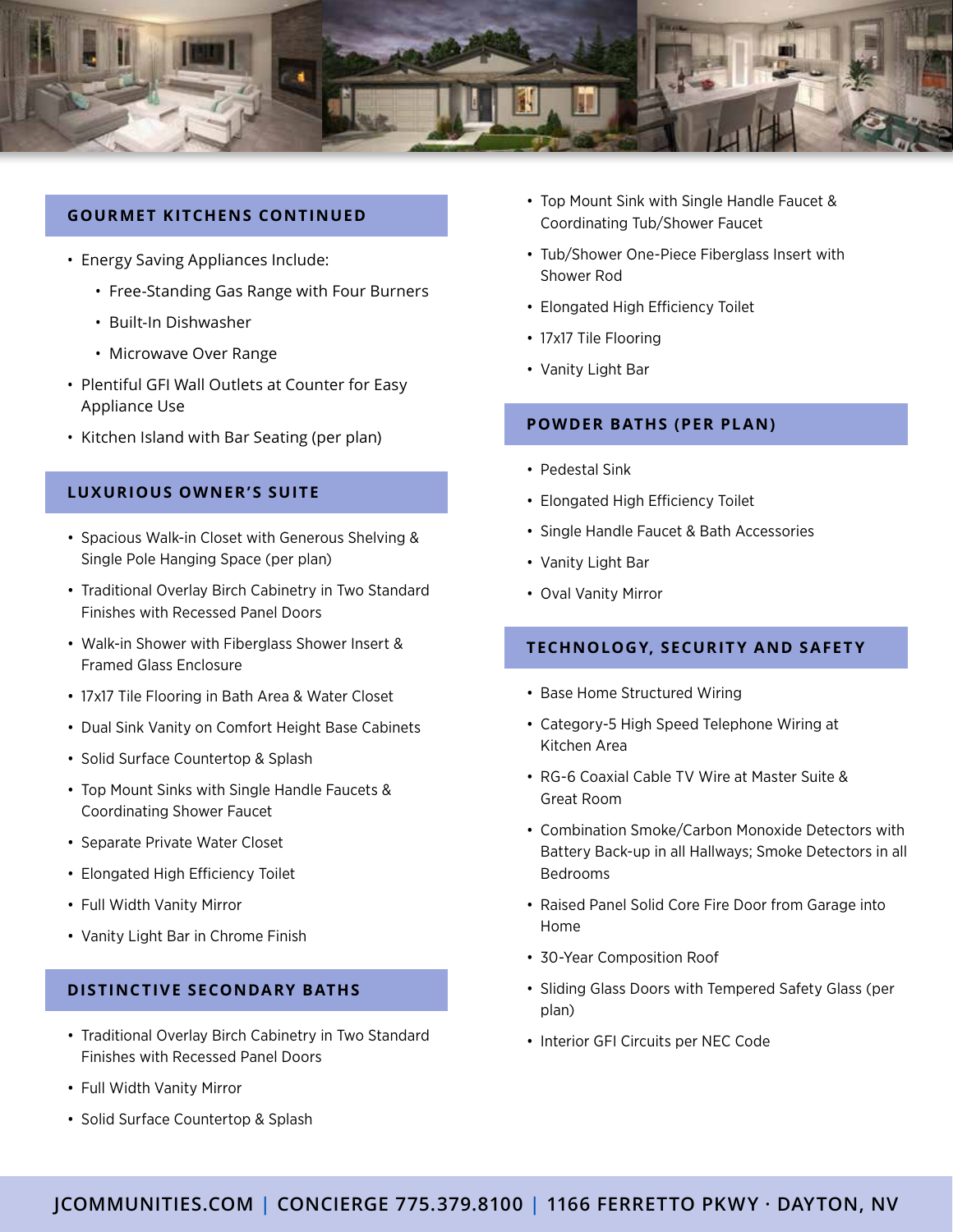## GOURMET KITCHENS CONTINUED

- Energy Saving Appliances Include:
  - Free-Standing Gas Range with Four Burners
  - Built-In Dishwasher
  - Microwave Over Range
- Plentiful GFI Wall Outlets at Counter for Easy Appliance Use
- Kitchen Island with Bar Seating (per plan)

## LUXURIOUS OWNER'S SUITE

- Spacious Walk-in Closet with Generous Shelving & Single Pole Hanging Space (per plan)
- Traditional Overlay Birch Cabinetry in Two Standard Finishes with Recessed Panel Doors
- Walk-in Shower with Fiberglass Shower Insert & Framed Glass Enclosure
- 17x17 Tile Flooring in Bath Area & Water Closet
- Dual Sink Vanity on Comfort Height Base Cabinets
- Solid Surface Countertop & Splash
- Top Mount Sinks with Single Handle Faucets & Coordinating Shower Faucet
- Separate Private Water Closet
- Elongated High Efficiency Toilet
- Full Width Vanity Mirror
- Vanity Light Bar in Chrome Finish

## DISTINCTIVE SECONDARY BATHS

- Traditional Overlay Birch Cabinetry in Two Standard Finishes with Recessed Panel Doors
- Full Width Vanity Mirror
- Solid Surface Countertop & Splash
- Top Mount Sink with Single Handle Faucet & Coordinating Tub/Shower Faucet
- Tub/Shower One-Piece Fiberglass Insert with Shower Rod
- Elongated High Efficiency Toilet
- 17x17 Tile Flooring
- Vanity Light Bar

## POWDER BATHS (PER PLAN)

- Pedestal Sink
- Elongated High Efficiency Toilet
- Single Handle Faucet & Bath Accessories
- Vanity Light Bar
- Oval Vanity Mirror

## TECHNOLOGY, SECURITY AND SAFETY

- Base Home Structured Wiring
- Category-5 High Speed Telephone Wiring at Kitchen Area
- RG-6 Coaxial Cable TV Wire at Master Suite & Great Room
- Combination Smoke/Carbon Monoxide Detectors with Battery Back-up in all Hallways; Smoke Detectors in all Bedrooms
- Raised Panel Solid Core Fire Door from Garage into Home
- 30-Year Composition Roof
- Sliding Glass Doors with Tempered Safety Glass (per plan)
- Interior GFI Circuits per NEC Code

JCOMMUNITIES.COM | CONCIERGE 775.379.8100 | 1166 FERRETTO PKWY · DAYTON, NV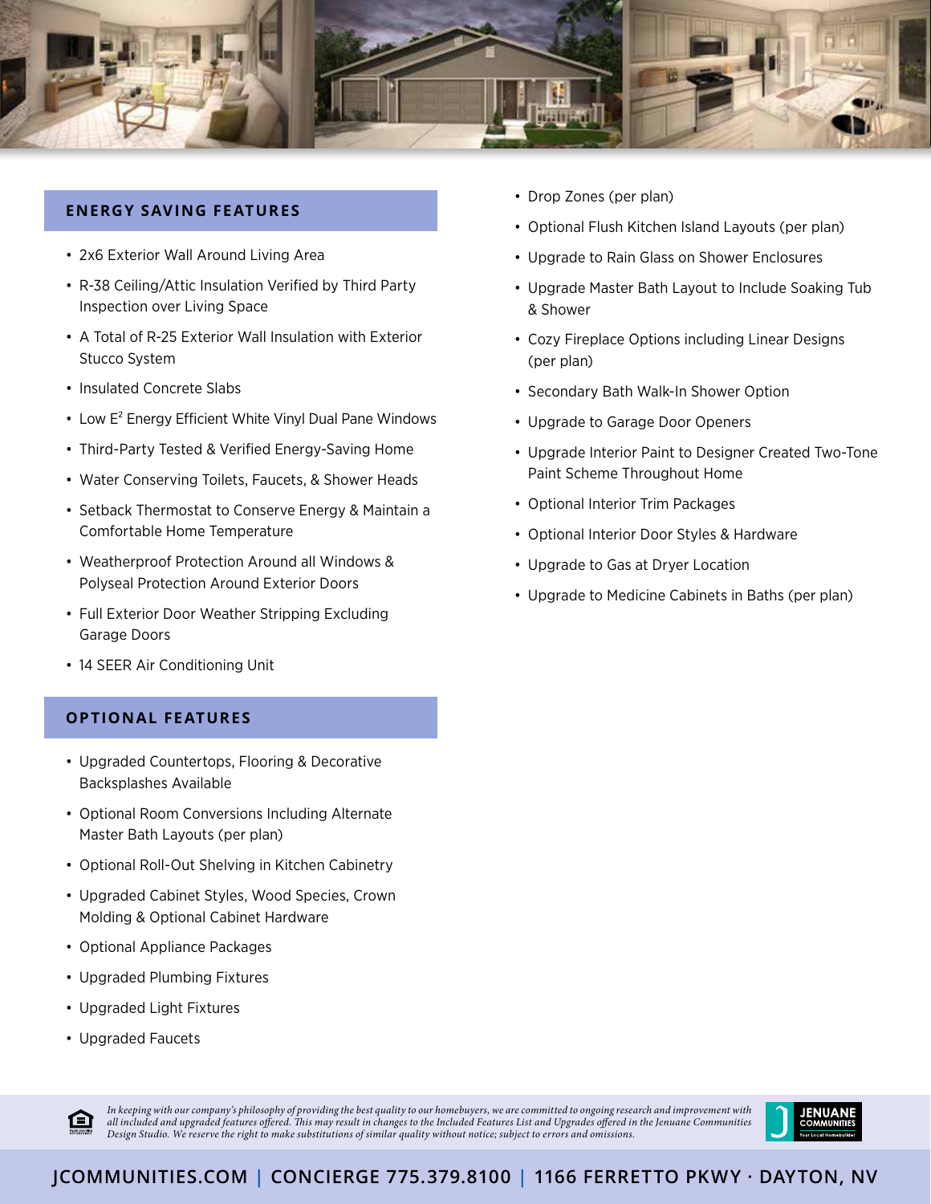## ENERGY SAVING FEATURES

- 2x6 Exterior Wall Around Living Area
- R-38 Ceiling/Attic Insulation Verified by Third Party Inspection over Living Space
- A Total of R-25 Exterior Wall Insulation with Exterior Stucco System
- Insulated Concrete Slabs
- Low $E^2$ Energy Efficient White Vinyl Dual Pane Windows
- Third-Party Tested & Verified Energy-Saving Home
- Water Conserving Toilets, Faucets, & Shower Heads
- Setback Thermostat to Conserve Energy & Maintain a Comfortable Home Temperature
- Weatherproof Protection Around all Windows & Polyseal Protection Around Exterior Doors
- Full Exterior Door Weather Stripping Excluding Garage Doors
- 14 SEER Air Conditioning Unit

## OPTIONAL FEATURES

- Upgraded Countertops, Flooring & Decorative Backsplashes Available
- Optional Room Conversions Including Alternate Master Bath Layouts (per plan)
- Optional Roll-Out Shelving in Kitchen Cabinetry
- Upgraded Cabinet Styles, Wood Species, Crown Molding & Optional Cabinet Hardware
- Optional Appliance Packages
- Upgraded Plumbing Fixtures
- Upgraded Light Fixtures
- Upgraded Faucets
- Drop Zones (per plan)
- Optional Flush Kitchen Island Layouts (per plan)
- Upgrade to Rain Glass on Shower Enclosures
- Upgrade Master Bath Layout to Include Soaking Tub & Shower
- Cozy Fireplace Options including Linear Designs (per plan)
- Secondary Bath Walk-In Shower Option
- Upgrade to Garage Door Openers
- Upgrade Interior Paint to Designer Created Two-Tone Paint Scheme Throughout Home
- Optional Interior Trim Packages
- Optional Interior Door Styles & Hardware
- Upgrade to Gas at Dryer Location
- Upgrade to Medicine Cabinets in Baths (per plan)

*In keeping with our company's philosophy of providing the best quality to our homebuyers, we are committed to ongoing research and improvement with all included and upgraded features offered. This may result in changes to the Included Features List and Upgrades offered in the Jenuane Communities Design Studio. We reserve the right to make substitutions of similar quality without notice; subject to errors and omissions.*

JENUANE COMMUNITIES Your Local Homebuilder

JCOMMUNITIES.COM | CONCIERGE 775.379.8100 | 1166 FERRETTO PKWY · DAYTON, NV